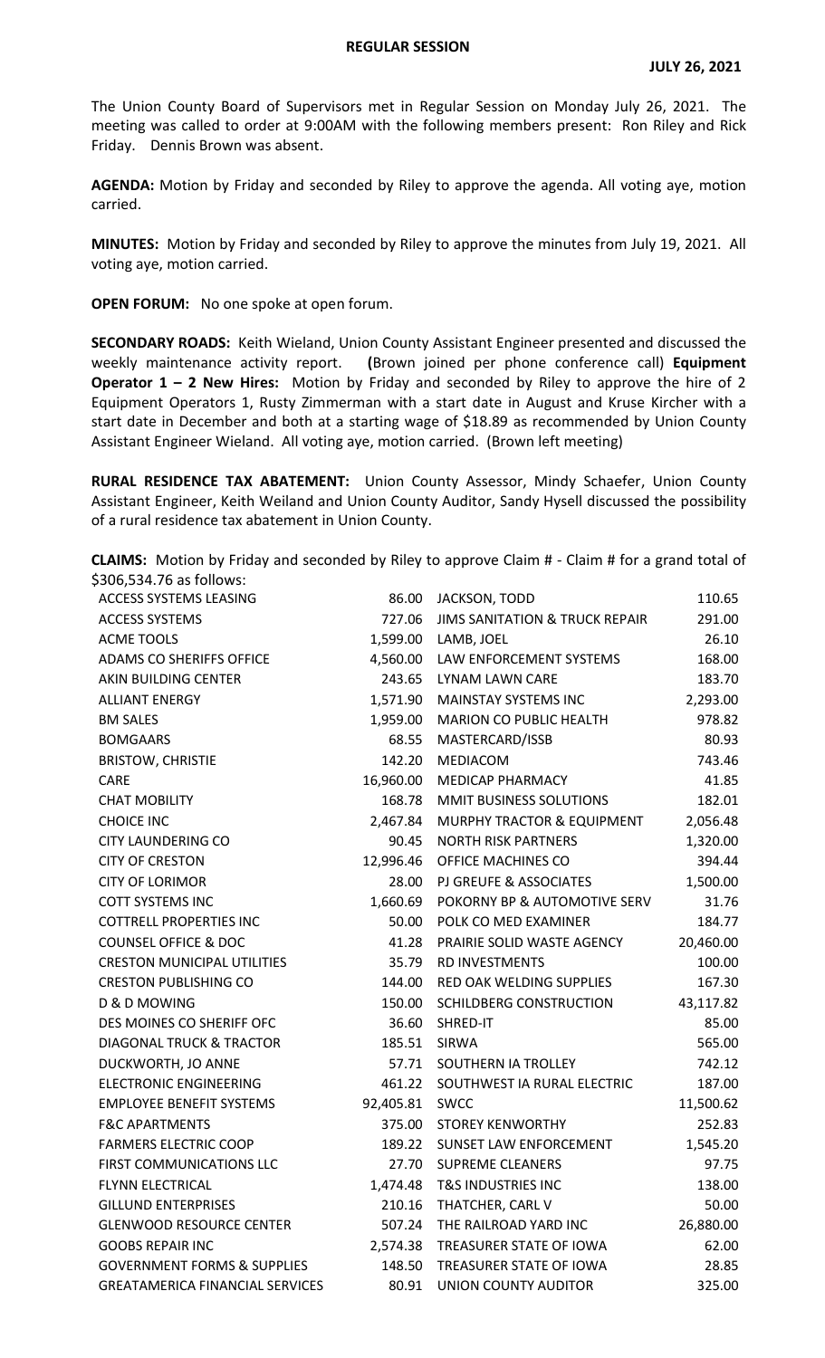# REGULAR SESSION

**JULY 26, 2021**

The Union County Board of Supervisors met in Regular Session on Monday July 26, 2021. The meeting was called to order at 9:00AM with the following members present: Ron Riley and Rick Friday. Dennis Brown was absent.

**AGENDA:** Motion by Friday and seconded by Riley to approve the agenda. All voting aye, motion carried.

**MINUTES:** Motion by Friday and seconded by Riley to approve the minutes from July 19, 2021. All voting aye, motion carried.

**OPEN FORUM:** No one spoke at open forum.

**SECONDARY ROADS:** Keith Wieland, Union County Assistant Engineer presented and discussed the weekly maintenance activity report. **(**Brown joined per phone conference call) **Equipment Operator 1 – 2 New Hires:** Motion by Friday and seconded by Riley to approve the hire of 2 Equipment Operators 1, Rusty Zimmerman with a start date in August and Kruse Kircher with a start date in December and both at a starting wage of $18.89 as recommended by Union County Assistant Engineer Wieland. All voting aye, motion carried. (Brown left meeting)

**RURAL RESIDENCE TAX ABATEMENT:** Union County Assessor, Mindy Schaefer, Union County Assistant Engineer, Keith Weiland and Union County Auditor, Sandy Hysell discussed the possibility of a rural residence tax abatement in Union County.

**CLAIMS:** Motion by Friday and seconded by Riley to approve Claim # - Claim # for a grand total of $306,534.76 as follows:

| | | | |
|---|---|---|---|
| ACCESS SYSTEMS LEASING | 86.00 | JACKSON, TODD | 110.65 |
| ACCESS SYSTEMS | 727.06 | JIMS SANITATION & TRUCK REPAIR | 291.00 |
| ACME TOOLS | 1,599.00 | LAMB, JOEL | 26.10 |
| ADAMS CO SHERIFFS OFFICE | 4,560.00 | LAW ENFORCEMENT SYSTEMS | 168.00 |
| AKIN BUILDING CENTER | 243.65 | LYNAM LAWN CARE | 183.70 |
| ALLIANT ENERGY | 1,571.90 | MAINSTAY SYSTEMS INC | 2,293.00 |
| BM SALES | 1,959.00 | MARION CO PUBLIC HEALTH | 978.82 |
| BOMGAARS | 68.55 | MASTERCARD/ISSB | 80.93 |
| BRISTOW, CHRISTIE | 142.20 | MEDIACOM | 743.46 |
| CARE | 16,960.00 | MEDICAP PHARMACY | 41.85 |
| CHAT MOBILITY | 168.78 | MMIT BUSINESS SOLUTIONS | 182.01 |
| CHOICE INC | 2,467.84 | MURPHY TRACTOR & EQUIPMENT | 2,056.48 |
| CITY LAUNDERING CO | 90.45 | NORTH RISK PARTNERS | 1,320.00 |
| CITY OF CRESTON | 12,996.46 | OFFICE MACHINES CO | 394.44 |
| CITY OF LORIMOR | 28.00 | PJ GREUFE & ASSOCIATES | 1,500.00 |
| COTT SYSTEMS INC | 1,660.69 | POKORNY BP & AUTOMOTIVE SERV | 31.76 |
| COTTRELL PROPERTIES INC | 50.00 | POLK CO MED EXAMINER | 184.77 |
| COUNSEL OFFICE & DOC | 41.28 | PRAIRIE SOLID WASTE AGENCY | 20,460.00 |
| CRESTON MUNICIPAL UTILITIES | 35.79 | RD INVESTMENTS | 100.00 |
| CRESTON PUBLISHING CO | 144.00 | RED OAK WELDING SUPPLIES | 167.30 |
| D & D MOWING | 150.00 | SCHILDBERG CONSTRUCTION | 43,117.82 |
| DES MOINES CO SHERIFF OFC | 36.60 | SHRED-IT | 85.00 |
| DIAGONAL TRUCK & TRACTOR | 185.51 | SIRWA | 565.00 |
| DUCKWORTH, JO ANNE | 57.71 | SOUTHERN IA TROLLEY | 742.12 |
| ELECTRONIC ENGINEERING | 461.22 | SOUTHWEST IA RURAL ELECTRIC | 187.00 |
| EMPLOYEE BENEFIT SYSTEMS | 92,405.81 | SWCC | 11,500.62 |
| F&C APARTMENTS | 375.00 | STOREY KENWORTHY | 252.83 |
| FARMERS ELECTRIC COOP | 189.22 | SUNSET LAW ENFORCEMENT | 1,545.20 |
| FIRST COMMUNICATIONS LLC | 27.70 | SUPREME CLEANERS | 97.75 |
| FLYNN ELECTRICAL | 1,474.48 | T&S INDUSTRIES INC | 138.00 |
| GILLUND ENTERPRISES | 210.16 | THATCHER, CARL V | 50.00 |
| GLENWOOD RESOURCE CENTER | 507.24 | THE RAILROAD YARD INC | 26,880.00 |
| GOOBS REPAIR INC | 2,574.38 | TREASURER STATE OF IOWA | 62.00 |
| GOVERNMENT FORMS & SUPPLIES | 148.50 | TREASURER STATE OF IOWA | 28.85 |
| GREATAMERICA FINANCIAL SERVICES | 80.91 | UNION COUNTY AUDITOR | 325.00 |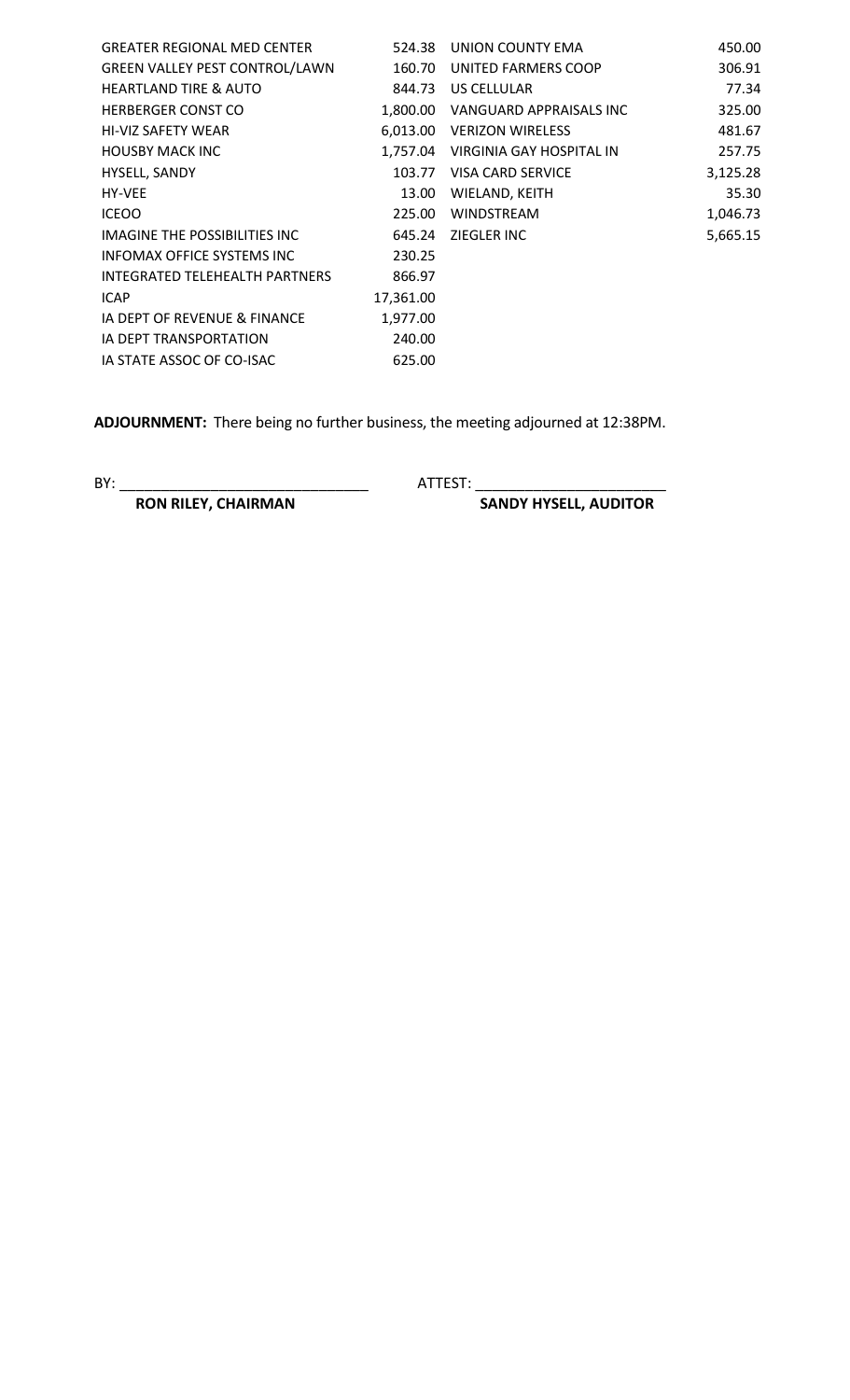| | | | |
|---|---|---|---|
| GREATER REGIONAL MED CENTER | 524.38 | UNION COUNTY EMA | 450.00 |
| GREEN VALLEY PEST CONTROL/LAWN | 160.70 | UNITED FARMERS COOP | 306.91 |
| HEARTLAND TIRE & AUTO | 844.73 | US CELLULAR | 77.34 |
| HERBERGER CONST CO | 1,800.00 | VANGUARD APPRAISALS INC | 325.00 |
| HI-VIZ SAFETY WEAR | 6,013.00 | VERIZON WIRELESS | 481.67 |
| HOUSBY MACK INC | 1,757.04 | VIRGINIA GAY HOSPITAL IN | 257.75 |
| HYSELL, SANDY | 103.77 | VISA CARD SERVICE | 3,125.28 |
| HY-VEE | 13.00 | WIELAND, KEITH | 35.30 |
| ICEOO | 225.00 | WINDSTREAM | 1,046.73 |
| IMAGINE THE POSSIBILITIES INC | 645.24 | ZIEGLER INC | 5,665.15 |
| INFOMAX OFFICE SYSTEMS INC | 230.25 | | |
| INTEGRATED TELEHEALTH PARTNERS | 866.97 | | |
| ICAP | 17,361.00 | | |
| IA DEPT OF REVENUE & FINANCE | 1,977.00 | | |
| IA DEPT TRANSPORTATION | 240.00 | | |
| IA STATE ASSOC OF CO-ISAC | 625.00 | | |

**ADJOURNMENT:** There being no further business, the meeting adjourned at 12:38PM.

BY: ______________________________ ATTEST: _______________________

**RON RILEY, CHAIRMAN** **SANDY HYSELL, AUDITOR**